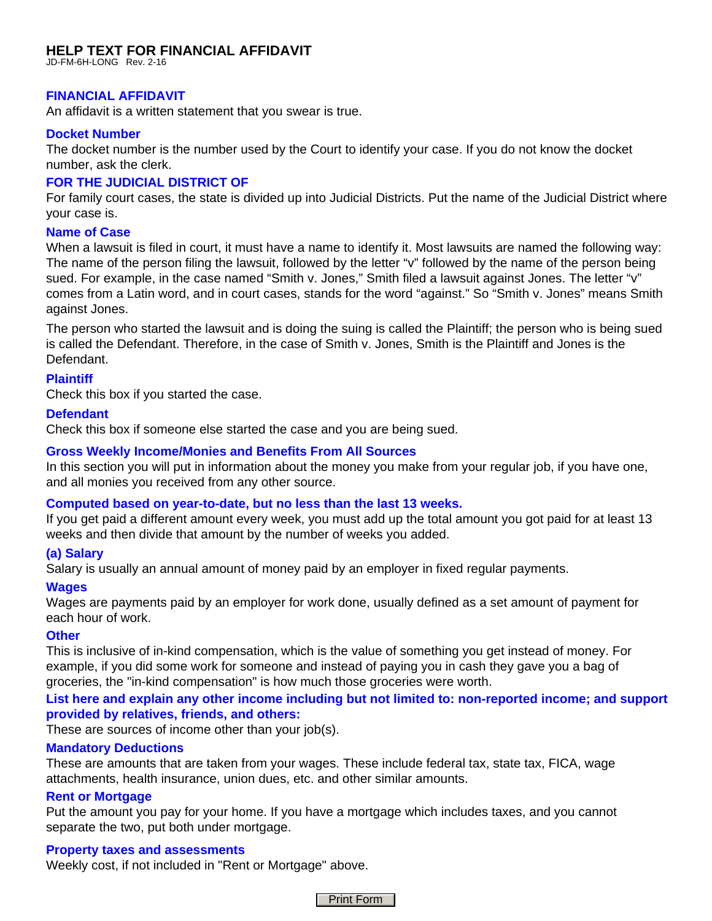# HELP TEXT FOR FINANCIAL AFFIDAVIT

JD-FM-6H-LONG Rev. 2-16

## FINANCIAL AFFIDAVIT

An affidavit is a written statement that you swear is true.

### Docket Number

The docket number is the number used by the Court to identify your case. If you do not know the docket number, ask the clerk.

### FOR THE JUDICIAL DISTRICT OF

For family court cases, the state is divided up into Judicial Districts. Put the name of the Judicial District where your case is.

### Name of Case

When a lawsuit is filed in court, it must have a name to identify it. Most lawsuits are named the following way: The name of the person filing the lawsuit, followed by the letter "v" followed by the name of the person being sued. For example, in the case named "Smith v. Jones," Smith filed a lawsuit against Jones. The letter "v" comes from a Latin word, and in court cases, stands for the word "against." So "Smith v. Jones" means Smith against Jones.

The person who started the lawsuit and is doing the suing is called the Plaintiff; the person who is being sued is called the Defendant. Therefore, in the case of Smith v. Jones, Smith is the Plaintiff and Jones is the Defendant.

### Plaintiff

Check this box if you started the case.

### Defendant

Check this box if someone else started the case and you are being sued.

### Gross Weekly Income/Monies and Benefits From All Sources

In this section you will put in information about the money you make from your regular job, if you have one, and all monies you received from any other source.

### Computed based on year-to-date, but no less than the last 13 weeks.

If you get paid a different amount every week, you must add up the total amount you got paid for at least 13 weeks and then divide that amount by the number of weeks you added.

### (a) Salary

Salary is usually an annual amount of money paid by an employer in fixed regular payments.

### Wages

Wages are payments paid by an employer for work done, usually defined as a set amount of payment for each hour of work.

### Other

This is inclusive of in-kind compensation, which is the value of something you get instead of money. For example, if you did some work for someone and instead of paying you in cash they gave you a bag of groceries, the "in-kind compensation" is how much those groceries were worth.

### List here and explain any other income including but not limited to: non-reported income; and support provided by relatives, friends, and others:

These are sources of income other than your job(s).

### Mandatory Deductions

These are amounts that are taken from your wages. These include federal tax, state tax, FICA, wage attachments, health insurance, union dues, etc. and other similar amounts.

### Rent or Mortgage

Put the amount you pay for your home. If you have a mortgage which includes taxes, and you cannot separate the two, put both under mortgage.

### Property taxes and assessments

Weekly cost, if not included in "Rent or Mortgage" above.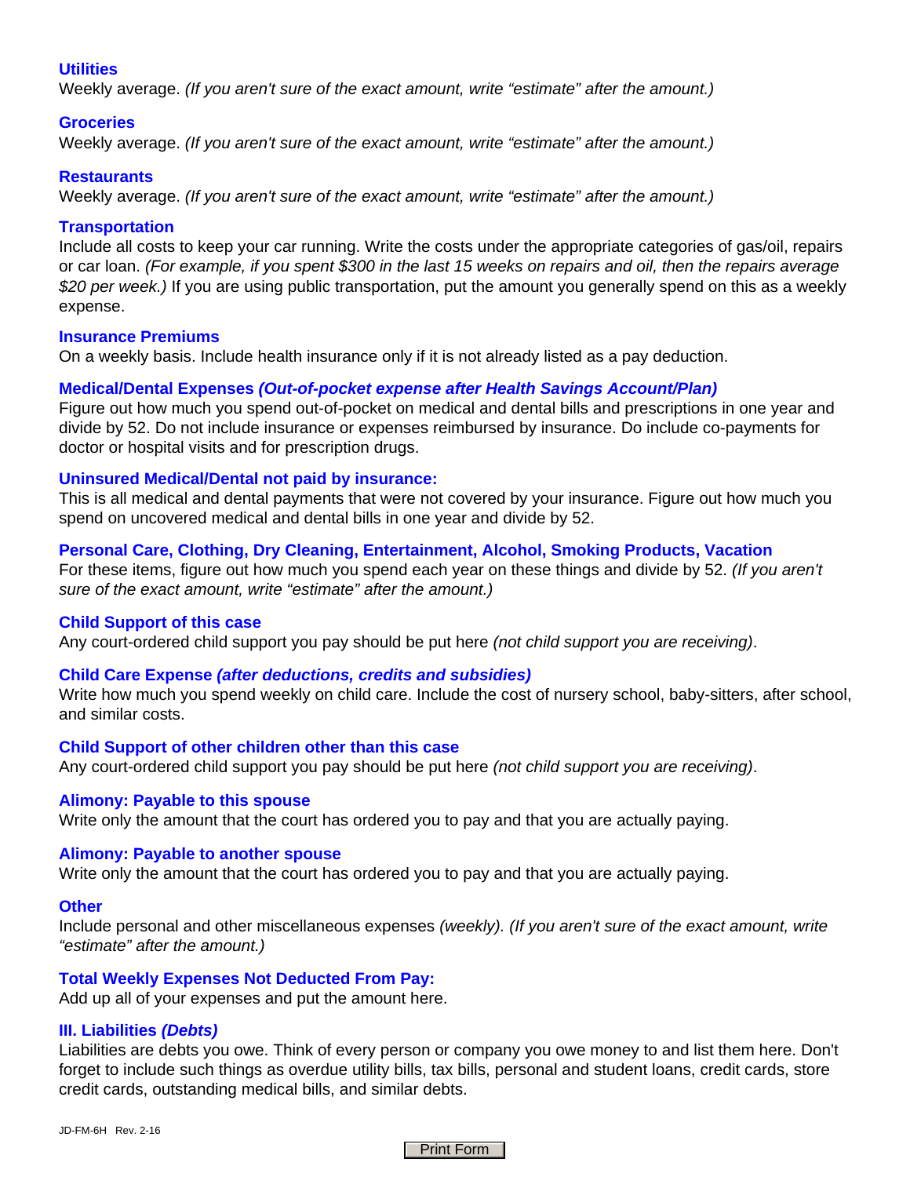### Utilities

Weekly average. *(If you aren't sure of the exact amount, write "estimate" after the amount.)*

### Groceries

Weekly average. *(If you aren't sure of the exact amount, write "estimate" after the amount.)*

### Restaurants

Weekly average. *(If you aren't sure of the exact amount, write "estimate" after the amount.)*

### Transportation

Include all costs to keep your car running. Write the costs under the appropriate categories of gas/oil, repairs or car loan. *(For example, if you spent $300 in the last 15 weeks on repairs and oil, then the repairs average $20 per week.)* If you are using public transportation, put the amount you generally spend on this as a weekly expense.

### Insurance Premiums

On a weekly basis. Include health insurance only if it is not already listed as a pay deduction.

### Medical/Dental Expenses *(Out-of-pocket expense after Health Savings Account/Plan)*

Figure out how much you spend out-of-pocket on medical and dental bills and prescriptions in one year and divide by 52. Do not include insurance or expenses reimbursed by insurance. Do include co-payments for doctor or hospital visits and for prescription drugs.

### Uninsured Medical/Dental not paid by insurance:

This is all medical and dental payments that were not covered by your insurance. Figure out how much you spend on uncovered medical and dental bills in one year and divide by 52.

### Personal Care, Clothing, Dry Cleaning, Entertainment, Alcohol, Smoking Products, Vacation

For these items, figure out how much you spend each year on these things and divide by 52. *(If you aren't sure of the exact amount, write "estimate" after the amount.)*

### Child Support of this case

Any court-ordered child support you pay should be put here *(not child support you are receiving)*.

### Child Care Expense *(after deductions, credits and subsidies)*

Write how much you spend weekly on child care. Include the cost of nursery school, baby-sitters, after school, and similar costs.

### Child Support of other children other than this case

Any court-ordered child support you pay should be put here *(not child support you are receiving)*.

### Alimony: Payable to this spouse

Write only the amount that the court has ordered you to pay and that you are actually paying.

### Alimony: Payable to another spouse

Write only the amount that the court has ordered you to pay and that you are actually paying.

### Other

Include personal and other miscellaneous expenses *(weekly). (If you aren't sure of the exact amount, write "estimate" after the amount.)*

### Total Weekly Expenses Not Deducted From Pay:

Add up all of your expenses and put the amount here.

## III. Liabilities *(Debts)*

Liabilities are debts you owe. Think of every person or company you owe money to and list them here. Don't forget to include such things as overdue utility bills, tax bills, personal and student loans, credit cards, store credit cards, outstanding medical bills, and similar debts.

JD-FM-6H Rev. 2-16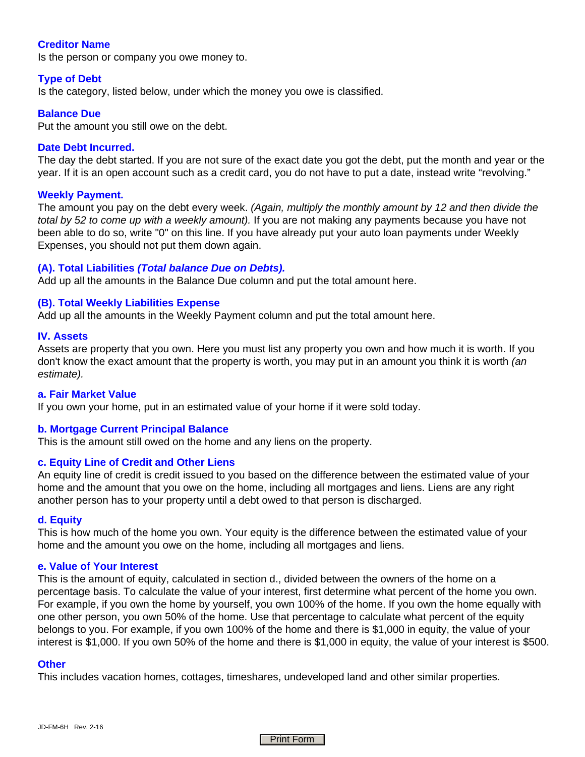### Creditor Name

Is the person or company you owe money to.

### Type of Debt

Is the category, listed below, under which the money you owe is classified.

### Balance Due

Put the amount you still owe on the debt.

### Date Debt Incurred.

The day the debt started. If you are not sure of the exact date you got the debt, put the month and year or the year. If it is an open account such as a credit card, you do not have to put a date, instead write "revolving."

### Weekly Payment.

The amount you pay on the debt every week. *(Again, multiply the monthly amount by 12 and then divide the total by 52 to come up with a weekly amount).* If you are not making any payments because you have not been able to do so, write "0" on this line. If you have already put your auto loan payments under Weekly Expenses, you should not put them down again.

### (A). Total Liabilities *(Total balance Due on Debts).*

Add up all the amounts in the Balance Due column and put the total amount here.

### (B). Total Weekly Liabilities Expense

Add up all the amounts in the Weekly Payment column and put the total amount here.

### IV. Assets

Assets are property that you own. Here you must list any property you own and how much it is worth. If you don't know the exact amount that the property is worth, you may put in an amount you think it is worth *(an estimate).*

### a. Fair Market Value

If you own your home, put in an estimated value of your home if it were sold today.

### b. Mortgage Current Principal Balance

This is the amount still owed on the home and any liens on the property.

### c. Equity Line of Credit and Other Liens

An equity line of credit is credit issued to you based on the difference between the estimated value of your home and the amount that you owe on the home, including all mortgages and liens. Liens are any right another person has to your property until a debt owed to that person is discharged.

### d. Equity

This is how much of the home you own. Your equity is the difference between the estimated value of your home and the amount you owe on the home, including all mortgages and liens.

### e. Value of Your Interest

This is the amount of equity, calculated in section d., divided between the owners of the home on a percentage basis. To calculate the value of your interest, first determine what percent of the home you own. For example, if you own the home by yourself, you own 100% of the home. If you own the home equally with one other person, you own 50% of the home. Use that percentage to calculate what percent of the equity belongs to you. For example, if you own 100% of the home and there is $1,000 in equity, the value of your interest is $1,000. If you own 50% of the home and there is $1,000 in equity, the value of your interest is $500.

### Other

This includes vacation homes, cottages, timeshares, undeveloped land and other similar properties.

JD-FM-6H Rev. 2-16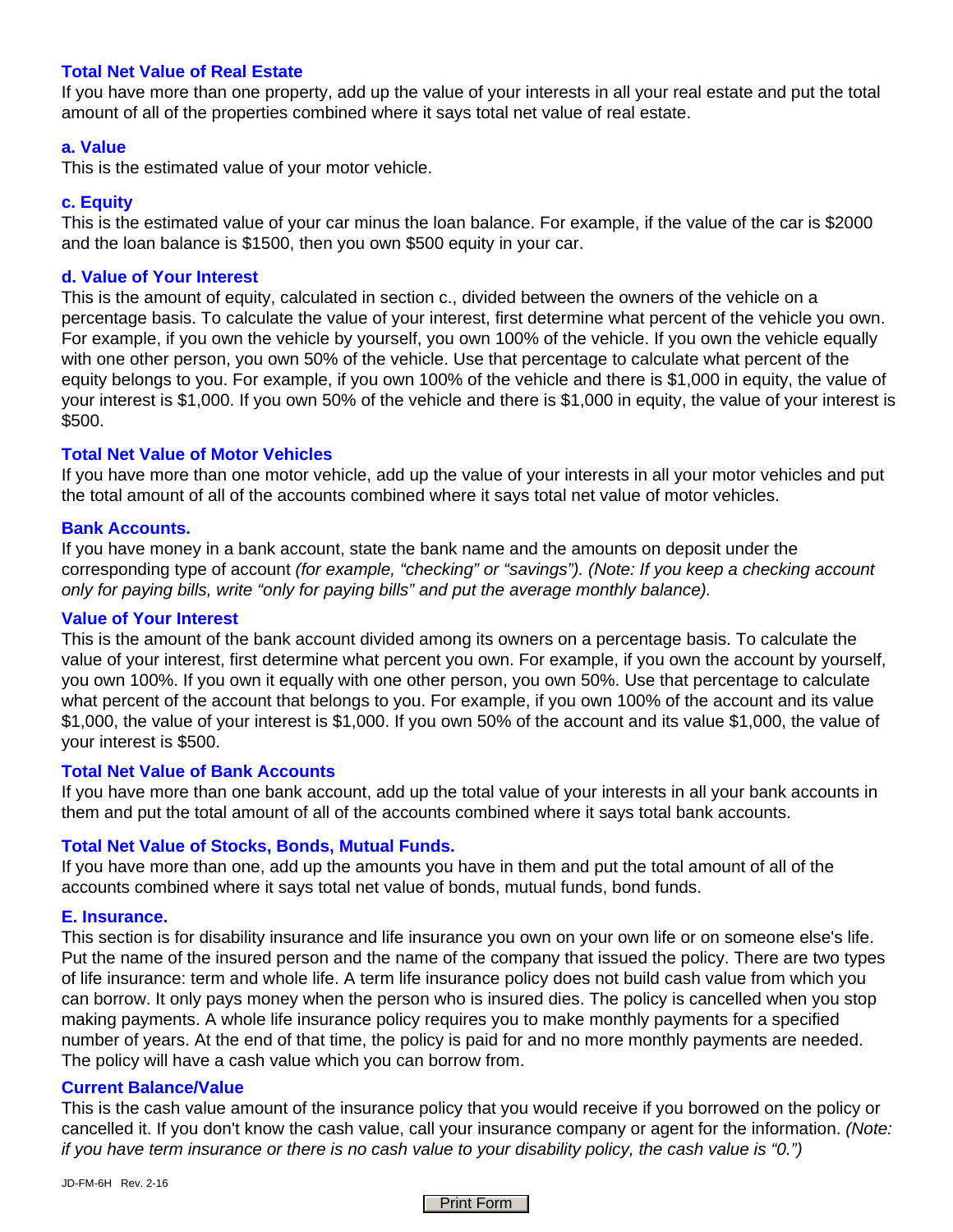### Total Net Value of Real Estate

If you have more than one property, add up the value of your interests in all your real estate and put the total amount of all of the properties combined where it says total net value of real estate.

### a. Value

This is the estimated value of your motor vehicle.

### c. Equity

This is the estimated value of your car minus the loan balance. For example, if the value of the car is $2000 and the loan balance is $1500, then you own $500 equity in your car.

### d. Value of Your Interest

This is the amount of equity, calculated in section c., divided between the owners of the vehicle on a percentage basis. To calculate the value of your interest, first determine what percent of the vehicle you own. For example, if you own the vehicle by yourself, you own 100% of the vehicle. If you own the vehicle equally with one other person, you own 50% of the vehicle. Use that percentage to calculate what percent of the equity belongs to you. For example, if you own 100% of the vehicle and there is $1,000 in equity, the value of your interest is $1,000. If you own 50% of the vehicle and there is $1,000 in equity, the value of your interest is $500.

### Total Net Value of Motor Vehicles

If you have more than one motor vehicle, add up the value of your interests in all your motor vehicles and put the total amount of all of the accounts combined where it says total net value of motor vehicles.

### Bank Accounts.

If you have money in a bank account, state the bank name and the amounts on deposit under the corresponding type of account *(for example, "checking" or "savings"). (Note: If you keep a checking account only for paying bills, write "only for paying bills" and put the average monthly balance).*

### Value of Your Interest

This is the amount of the bank account divided among its owners on a percentage basis. To calculate the value of your interest, first determine what percent you own. For example, if you own the account by yourself, you own 100%. If you own it equally with one other person, you own 50%. Use that percentage to calculate what percent of the account that belongs to you. For example, if you own 100% of the account and its value $1,000, the value of your interest is $1,000. If you own 50% of the account and its value $1,000, the value of your interest is $500.

### Total Net Value of Bank Accounts

If you have more than one bank account, add up the total value of your interests in all your bank accounts in them and put the total amount of all of the accounts combined where it says total bank accounts.

### Total Net Value of Stocks, Bonds, Mutual Funds.

If you have more than one, add up the amounts you have in them and put the total amount of all of the accounts combined where it says total net value of bonds, mutual funds, bond funds.

### E. Insurance.

This section is for disability insurance and life insurance you own on your own life or on someone else's life. Put the name of the insured person and the name of the company that issued the policy. There are two types of life insurance: term and whole life. A term life insurance policy does not build cash value from which you can borrow. It only pays money when the person who is insured dies. The policy is cancelled when you stop making payments. A whole life insurance policy requires you to make monthly payments for a specified number of years. At the end of that time, the policy is paid for and no more monthly payments are needed. The policy will have a cash value which you can borrow from.

### Current Balance/Value

This is the cash value amount of the insurance policy that you would receive if you borrowed on the policy or cancelled it. If you don't know the cash value, call your insurance company or agent for the information. *(Note: if you have term insurance or there is no cash value to your disability policy, the cash value is "0.")*

JD-FM-6H Rev. 2-16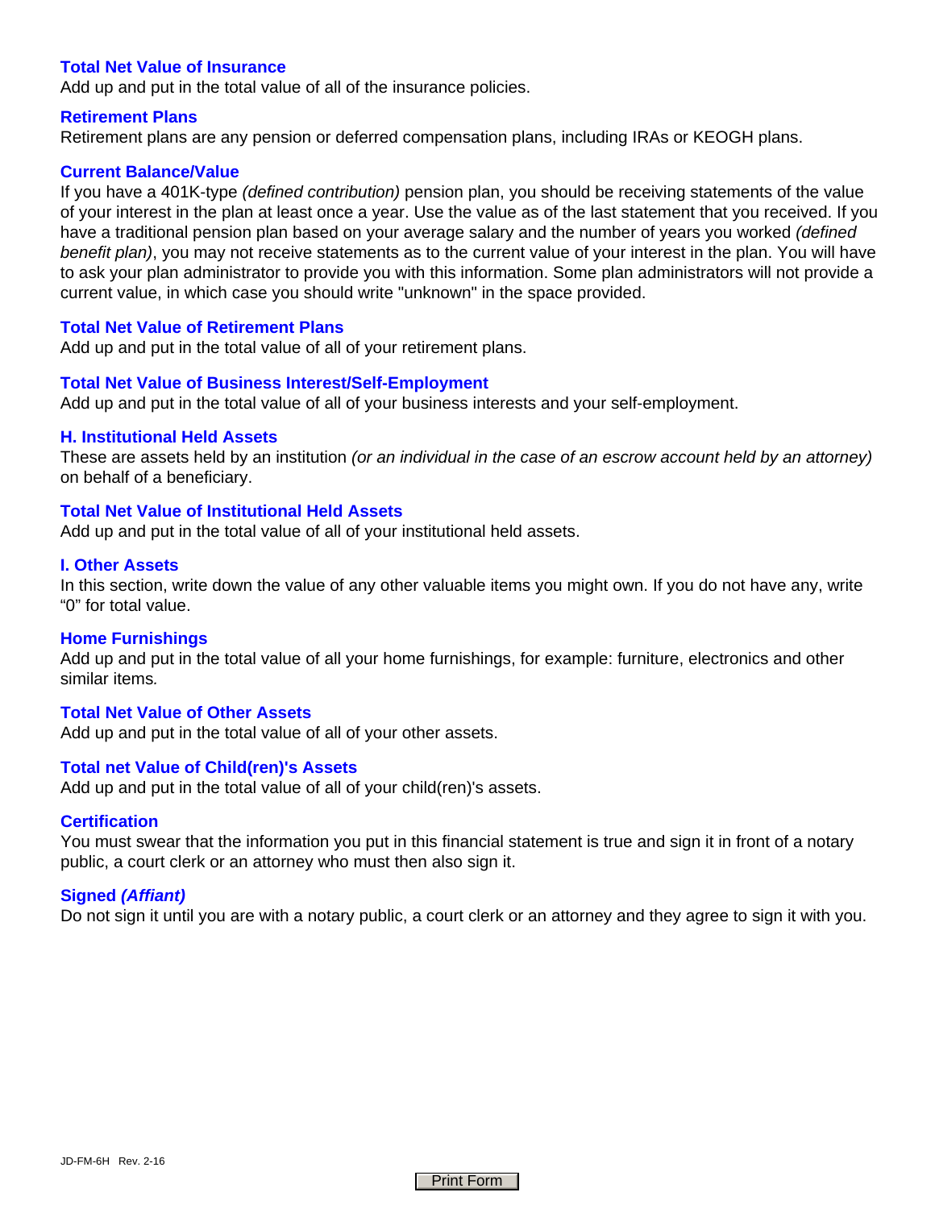### Total Net Value of Insurance

Add up and put in the total value of all of the insurance policies.

### Retirement Plans

Retirement plans are any pension or deferred compensation plans, including IRAs or KEOGH plans.

### Current Balance/Value

If you have a 401K-type *(defined contribution)* pension plan, you should be receiving statements of the value of your interest in the plan at least once a year. Use the value as of the last statement that you received. If you have a traditional pension plan based on your average salary and the number of years you worked *(defined benefit plan)*, you may not receive statements as to the current value of your interest in the plan. You will have to ask your plan administrator to provide you with this information. Some plan administrators will not provide a current value, in which case you should write "unknown" in the space provided.

### Total Net Value of Retirement Plans

Add up and put in the total value of all of your retirement plans.

### Total Net Value of Business Interest/Self-Employment

Add up and put in the total value of all of your business interests and your self-employment.

### H. Institutional Held Assets

These are assets held by an institution *(or an individual in the case of an escrow account held by an attorney)* on behalf of a beneficiary.

### Total Net Value of Institutional Held Assets

Add up and put in the total value of all of your institutional held assets.

### I. Other Assets

In this section, write down the value of any other valuable items you might own. If you do not have any, write "0" for total value.

### Home Furnishings

Add up and put in the total value of all your home furnishings, for example: furniture, electronics and other similar items.

### Total Net Value of Other Assets

Add up and put in the total value of all of your other assets.

### Total net Value of Child(ren)'s Assets

Add up and put in the total value of all of your child(ren)'s assets.

### Certification

You must swear that the information you put in this financial statement is true and sign it in front of a notary public, a court clerk or an attorney who must then also sign it.

### Signed *(Affiant)*

Do not sign it until you are with a notary public, a court clerk or an attorney and they agree to sign it with you.

JD-FM-6H Rev. 2-16

Print Form